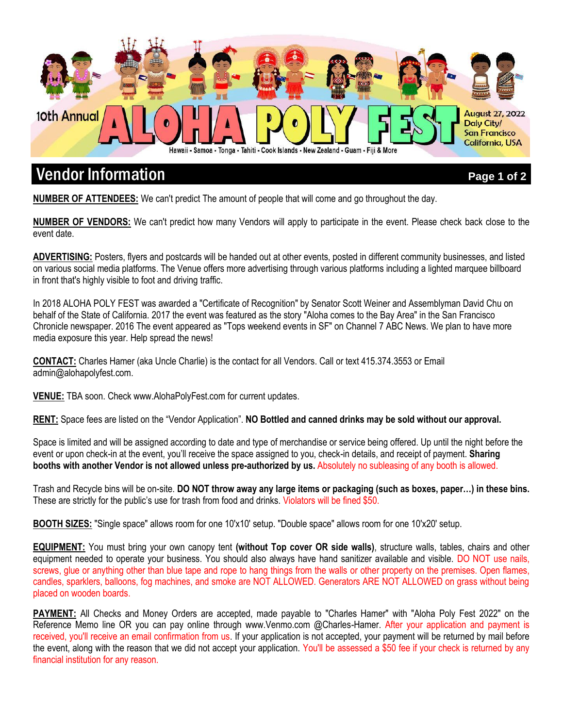10th Annual

# ALOHA POLY FEST

August 27, 2022
Daly City/
San Francisco
California, USA

Hawaii - Samoa - Tonga - Tahiti - Cook Islands - New Zealand - Guam - Fiji & More

## Vendor Information

**NUMBER OF ATTENDEES:** We can't predict The amount of people that will come and go throughout the day.

**NUMBER OF VENDORS:** We can't predict how many Vendors will apply to participate in the event. Please check back close to the event date.

**ADVERTISING:** Posters, flyers and postcards will be handed out at other events, posted in different community businesses, and listed on various social media platforms. The Venue offers more advertising through various platforms including a lighted marquee billboard in front that's highly visible to foot and driving traffic.

In 2018 ALOHA POLY FEST was awarded a "Certificate of Recognition" by Senator Scott Weiner and Assemblyman David Chu on behalf of the State of California. 2017 the event was featured as the story "Aloha comes to the Bay Area" in the San Francisco Chronicle newspaper. 2016 The event appeared as "Tops weekend events in SF" on Channel 7 ABC News. We plan to have more media exposure this year. Help spread the news!

**CONTACT:** Charles Hamer (aka Uncle Charlie) is the contact for all Vendors. Call or text 415.374.3553 or Email admin@alohapolyfest.com.

**VENUE:** TBA soon. Check www.AlohaPolyFest.com for current updates.

**RENT:** Space fees are listed on the "Vendor Application". **NO Bottled and canned drinks may be sold without our approval.**

Space is limited and will be assigned according to date and type of merchandise or service being offered. Up until the night before the event or upon check-in at the event, you'll receive the space assigned to you, check-in details, and receipt of payment. **Sharing booths with another Vendor is not allowed unless pre-authorized by us.** Absolutely no subleasing of any booth is allowed.

Trash and Recycle bins will be on-site. **DO NOT throw away any large items or packaging (such as boxes, paper…) in these bins.** These are strictly for the public's use for trash from food and drinks. Violators will be fined $50.

**BOOTH SIZES:** "Single space" allows room for one 10'x10' setup. "Double space" allows room for one 10'x20' setup.

**EQUIPMENT:** You must bring your own canopy tent **(without Top cover OR side walls)**, structure walls, tables, chairs and other equipment needed to operate your business. You should also always have hand sanitizer available and visible. DO NOT use nails, screws, glue or anything other than blue tape and rope to hang things from the walls or other property on the premises. Open flames, candles, sparklers, balloons, fog machines, and smoke are NOT ALLOWED. Generators ARE NOT ALLOWED on grass without being placed on wooden boards.

**PAYMENT:** All Checks and Money Orders are accepted, made payable to "Charles Hamer" with "Aloha Poly Fest 2022" on the Reference Memo line OR you can pay online through www.Venmo.com @Charles-Hamer. After your application and payment is received, you'll receive an email confirmation from us. If your application is not accepted, your payment will be returned by mail before the event, along with the reason that we did not accept your application. You'll be assessed a $50 fee if your check is returned by any financial institution for any reason.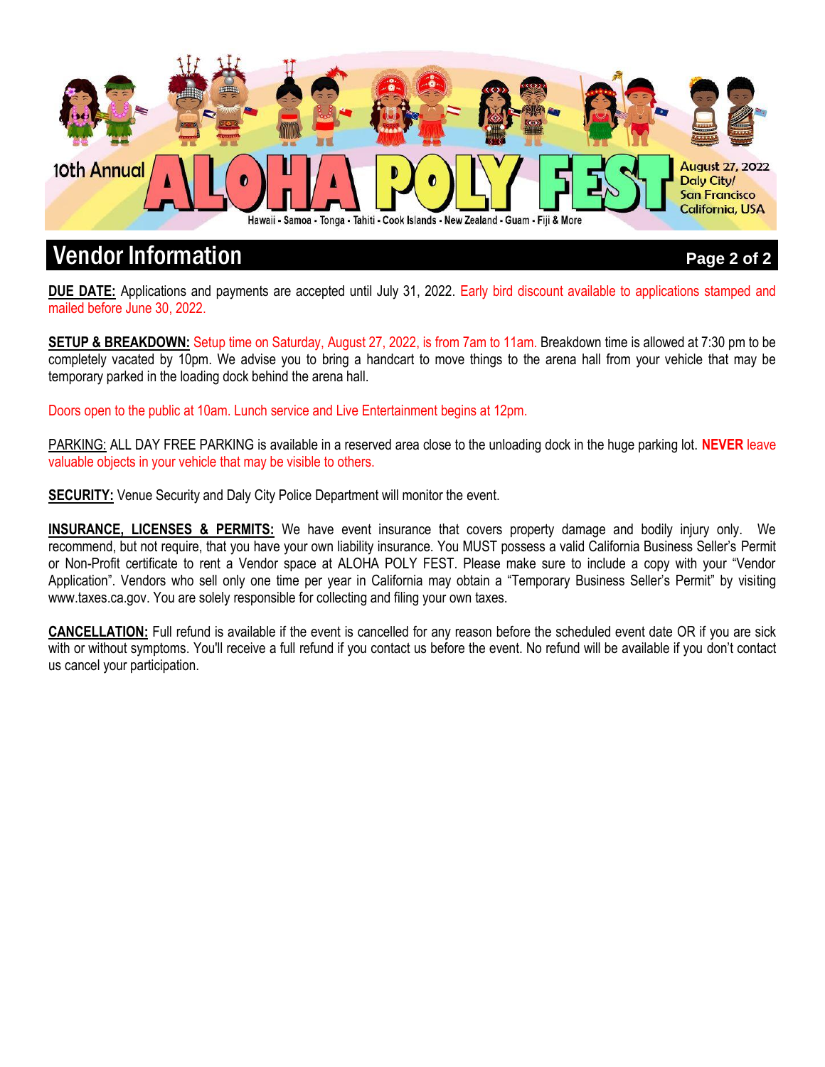10th Annual **ALOHA POLY FEST**

August 27, 2022
Daly City/
San Francisco
California, USA

Hawaii - Samoa - Tonga - Tahiti - Cook Islands - New Zealand - Guam - Fiji & More

# Vendor Information

**DUE DATE:** Applications and payments are accepted until July 31, 2022. Early bird discount available to applications stamped and mailed before June 30, 2022.

**SETUP & BREAKDOWN:** Setup time on Saturday, August 27, 2022, is from 7am to 11am. Breakdown time is allowed at 7:30 pm to be completely vacated by 10pm. We advise you to bring a handcart to move things to the arena hall from your vehicle that may be temporary parked in the loading dock behind the arena hall.

Doors open to the public at 10am. Lunch service and Live Entertainment begins at 12pm.

PARKING: ALL DAY FREE PARKING is available in a reserved area close to the unloading dock in the huge parking lot. **NEVER** leave valuable objects in your vehicle that may be visible to others.

**SECURITY:** Venue Security and Daly City Police Department will monitor the event.

**INSURANCE, LICENSES & PERMITS:** We have event insurance that covers property damage and bodily injury only. We recommend, but not require, that you have your own liability insurance. You MUST possess a valid California Business Seller's Permit or Non-Profit certificate to rent a Vendor space at ALOHA POLY FEST. Please make sure to include a copy with your "Vendor Application". Vendors who sell only one time per year in California may obtain a "Temporary Business Seller's Permit" by visiting www.taxes.ca.gov. You are solely responsible for collecting and filing your own taxes.

**CANCELLATION:** Full refund is available if the event is cancelled for any reason before the scheduled event date OR if you are sick with or without symptoms. You'll receive a full refund if you contact us before the event. No refund will be available if you don't contact us cancel your participation.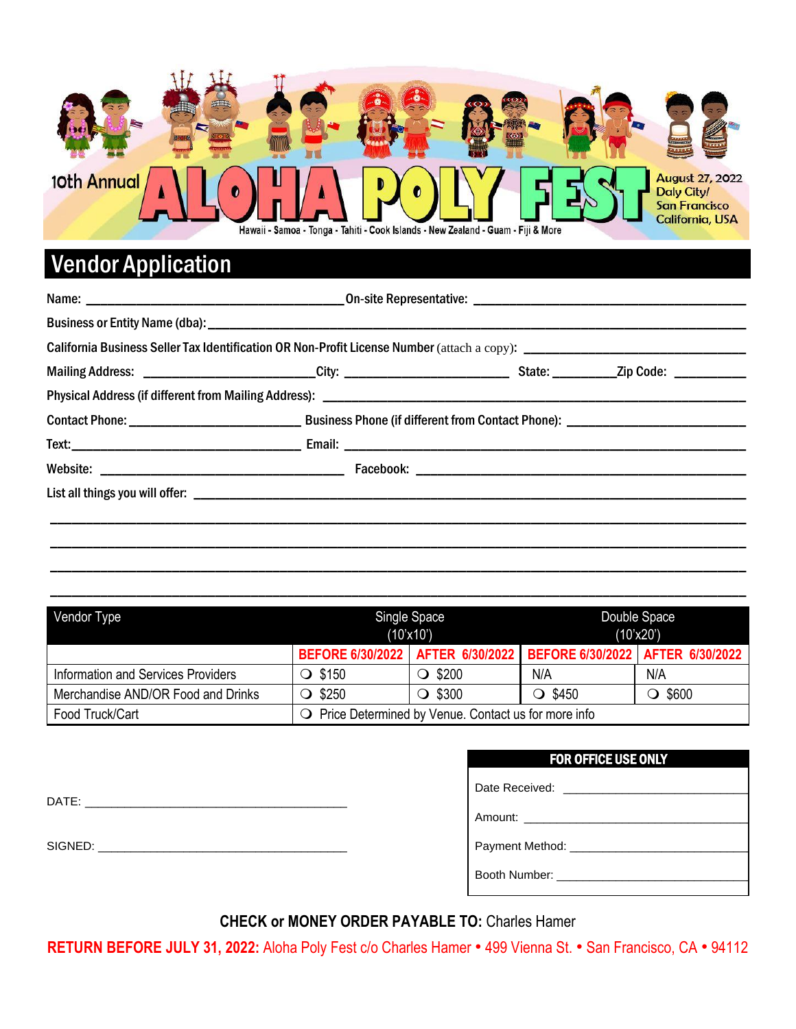10th Annual **ALOHA POLY FEST**

Hawaii - Samoa - Tonga - Tahiti - Cook Islands - New Zealand - Guam - Fiji & More

August 27, 2022
Daly City/ San Francisco
California, USA

# Vendor Application

Name: ______________________ On-site Representative: ______________________

Business or Entity Name (dba): ______________________

California Business Seller Tax Identification OR Non-Profit License Number (attach a copy): ______________________

Mailing Address: ______________ City: ______________ State: ________ Zip Code: ________

Physical Address (if different from Mailing Address): ______________________

Contact Phone: ______________ Business Phone (if different from Contact Phone): ______________

Text: ______________ Email: ______________________

Website: ______________ Facebook: ______________________

List all things you will offer: ______________________

______________________________________________

______________________________________________

______________________________________________

______________________________________________

| Vendor Type | Single Space (10'x10') | | Double Space (10'x20') | |
|---|---|---|---|---|
| | BEFORE 6/30/2022 | AFTER 6/30/2022 | BEFORE 6/30/2022 | AFTER 6/30/2022 |
| Information and Services Providers | ❍ $150 | ❍ $200 | N/A | N/A |
| Merchandise AND/OR Food and Drinks | ❍ $250 | ❍ $300 | ❍ $450 | ❍ $600 |
| Food Truck/Cart | ❍ Price Determined by Venue. Contact us for more info | | | |

DATE: ______________________

SIGNED: ______________________

| FOR OFFICE USE ONLY |
|---|
| Date Received: ______________ |
| Amount: ______________ |
| Payment Method: ______________ |
| Booth Number: ______________ |

**CHECK or MONEY ORDER PAYABLE TO:** Charles Hamer

**RETURN BEFORE JULY 31, 2022:** Aloha Poly Fest c/o Charles Hamer • 499 Vienna St. • San Francisco, CA • 94112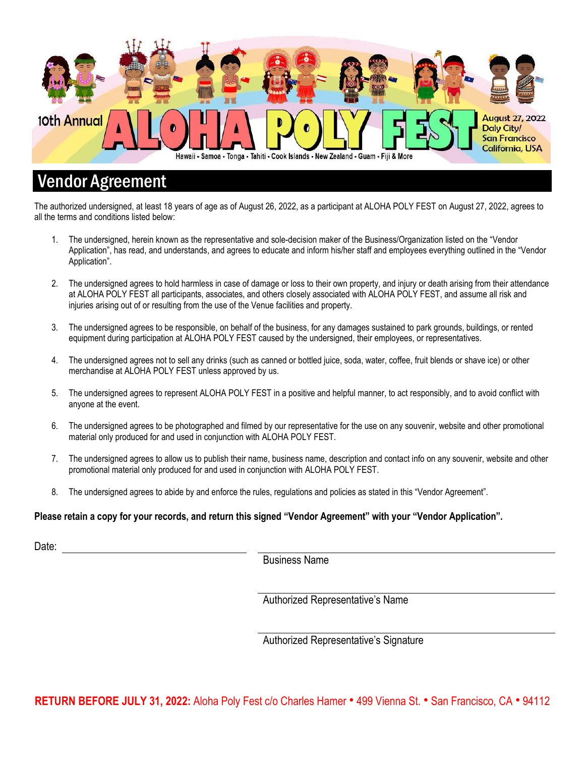10th Annual **ALOHA POLY FEST**

August 27, 2022
Daly City/
San Francisco
California, USA

Hawaii - Samoa - Tonga - Tahiti - Cook Islands - New Zealand - Guam - Fiji & More

# Vendor Agreement

The authorized undersigned, at least 18 years of age as of August 26, 2022, as a participant at ALOHA POLY FEST on August 27, 2022, agrees to all the terms and conditions listed below:

1. The undersigned, herein known as the representative and sole-decision maker of the Business/Organization listed on the "Vendor Application", has read, and understands, and agrees to educate and inform his/her staff and employees everything outlined in the "Vendor Application".

2. The undersigned agrees to hold harmless in case of damage or loss to their own property, and injury or death arising from their attendance at ALOHA POLY FEST all participants, associates, and others closely associated with ALOHA POLY FEST, and assume all risk and injuries arising out of or resulting from the use of the Venue facilities and property.

3. The undersigned agrees to be responsible, on behalf of the business, for any damages sustained to park grounds, buildings, or rented equipment during participation at ALOHA POLY FEST caused by the undersigned, their employees, or representatives.

4. The undersigned agrees not to sell any drinks (such as canned or bottled juice, soda, water, coffee, fruit blends or shave ice) or other merchandise at ALOHA POLY FEST unless approved by us.

5. The undersigned agrees to represent ALOHA POLY FEST in a positive and helpful manner, to act responsibly, and to avoid conflict with anyone at the event.

6. The undersigned agrees to be photographed and filmed by our representative for the use on any souvenir, website and other promotional material only produced for and used in conjunction with ALOHA POLY FEST.

7. The undersigned agrees to allow us to publish their name, business name, description and contact info on any souvenir, website and other promotional material only produced for and used in conjunction with ALOHA POLY FEST.

8. The undersigned agrees to abide by and enforce the rules, regulations and policies as stated in this "Vendor Agreement".

**Please retain a copy for your records, and return this signed "Vendor Agreement" with your "Vendor Application".**

Date: ______________________________

______________________________
Business Name

______________________________
Authorized Representative's Name

______________________________
Authorized Representative's Signature

**RETURN BEFORE JULY 31, 2022:** Aloha Poly Fest c/o Charles Hamer • 499 Vienna St. • San Francisco, CA • 94112